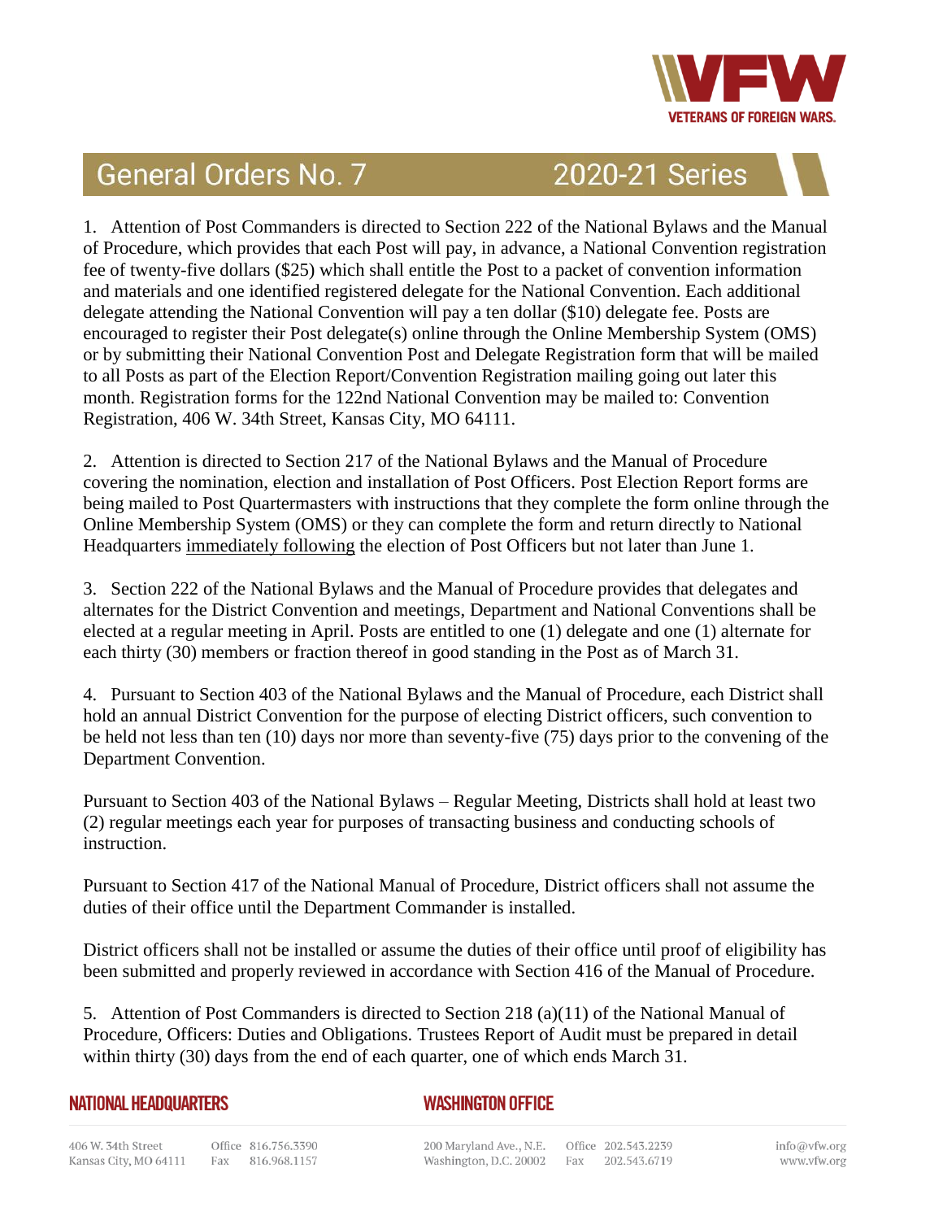# General Orders No. 7 — 2020-21 Series

1. Attention of Post Commanders is directed to Section 222 of the National Bylaws and the Manual of Procedure, which provides that each Post will pay, in advance, a National Convention registration fee of twenty-five dollars ($25) which shall entitle the Post to a packet of convention information and materials and one identified registered delegate for the National Convention. Each additional delegate attending the National Convention will pay a ten dollar ($10) delegate fee. Posts are encouraged to register their Post delegate(s) online through the Online Membership System (OMS) or by submitting their National Convention Post and Delegate Registration form that will be mailed to all Posts as part of the Election Report/Convention Registration mailing going out later this month. Registration forms for the 122nd National Convention may be mailed to: Convention Registration, 406 W. 34th Street, Kansas City, MO 64111.

2. Attention is directed to Section 217 of the National Bylaws and the Manual of Procedure covering the nomination, election and installation of Post Officers. Post Election Report forms are being mailed to Post Quartermasters with instructions that they complete the form online through the Online Membership System (OMS) or they can complete the form and return directly to National Headquarters <u>immediately following</u> the election of Post Officers but not later than June 1.

3. Section 222 of the National Bylaws and the Manual of Procedure provides that delegates and alternates for the District Convention and meetings, Department and National Conventions shall be elected at a regular meeting in April. Posts are entitled to one (1) delegate and one (1) alternate for each thirty (30) members or fraction thereof in good standing in the Post as of March 31.

4. Pursuant to Section 403 of the National Bylaws and the Manual of Procedure, each District shall hold an annual District Convention for the purpose of electing District officers, such convention to be held not less than ten (10) days nor more than seventy-five (75) days prior to the convening of the Department Convention.

Pursuant to Section 403 of the National Bylaws – Regular Meeting, Districts shall hold at least two (2) regular meetings each year for purposes of transacting business and conducting schools of instruction.

Pursuant to Section 417 of the National Manual of Procedure, District officers shall not assume the duties of their office until the Department Commander is installed.

District officers shall not be installed or assume the duties of their office until proof of eligibility has been submitted and properly reviewed in accordance with Section 416 of the Manual of Procedure.

5. Attention of Post Commanders is directed to Section 218 (a)(11) of the National Manual of Procedure, Officers: Duties and Obligations. Trustees Report of Audit must be prepared in detail within thirty (30) days from the end of each quarter, one of which ends March 31.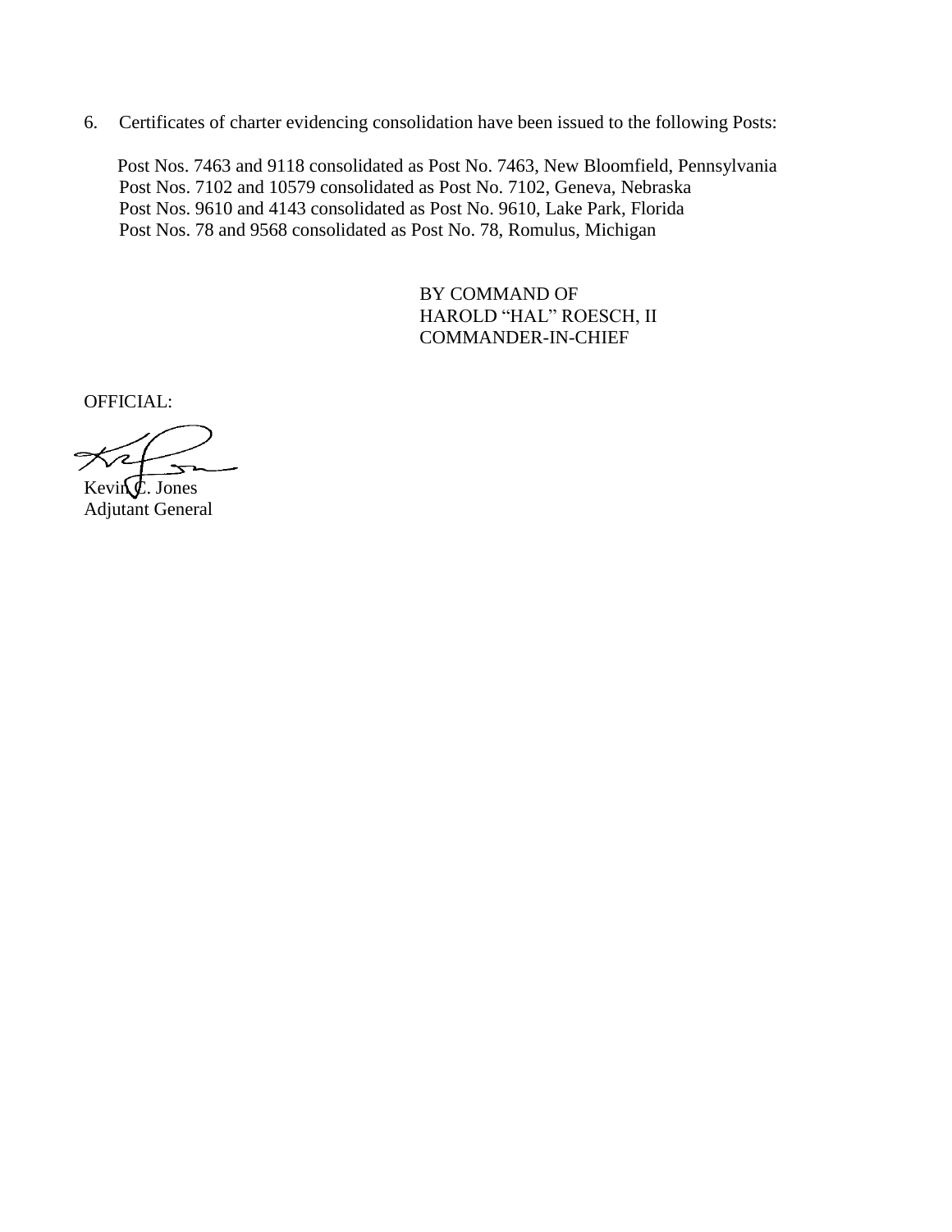6. Certificates of charter evidencing consolidation have been issued to the following Posts:

Post Nos. 7463 and 9118 consolidated as Post No. 7463, New Bloomfield, Pennsylvania
Post Nos. 7102 and 10579 consolidated as Post No. 7102, Geneva, Nebraska
Post Nos. 9610 and 4143 consolidated as Post No. 9610, Lake Park, Florida
Post Nos. 78 and 9568 consolidated as Post No. 78, Romulus, Michigan

BY COMMAND OF
HAROLD "HAL" ROESCH, II
COMMANDER-IN-CHIEF

OFFICIAL:

Kevin C. Jones
Adjutant General